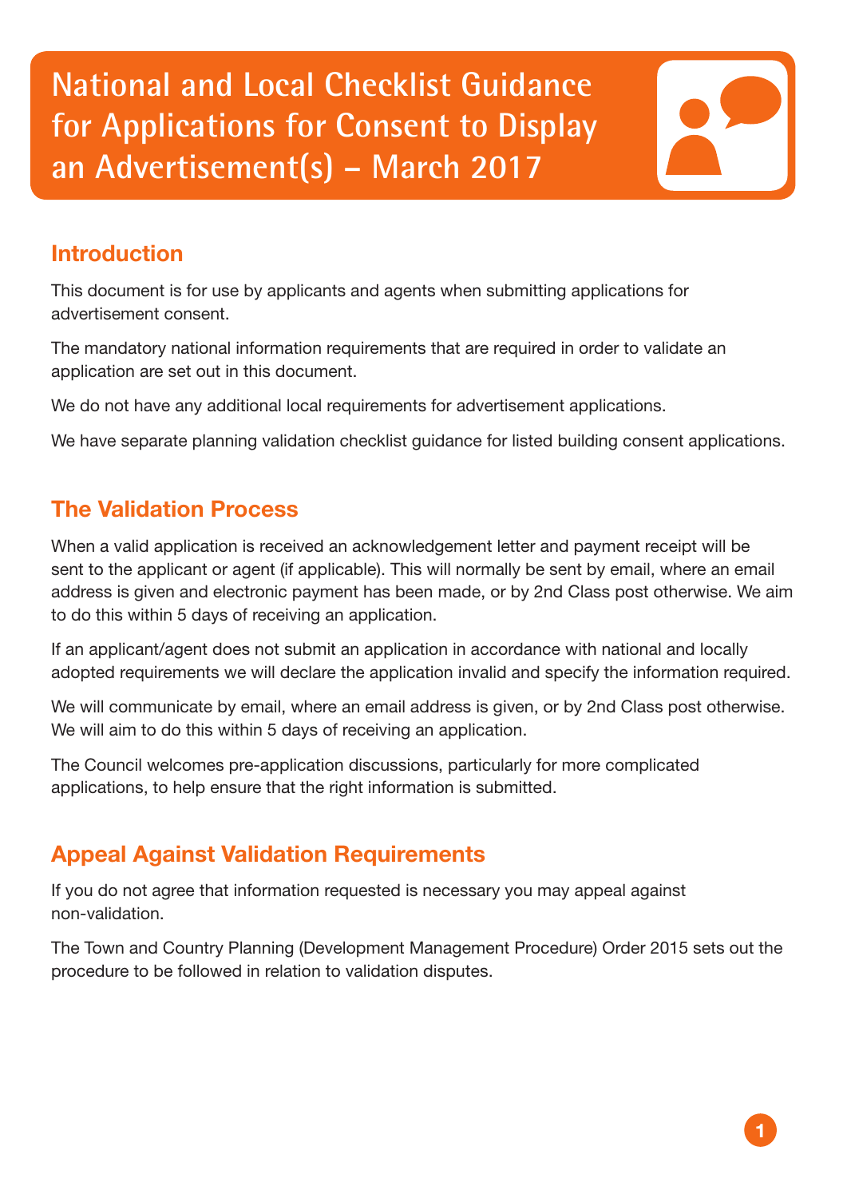# National and Local Checklist Guidance for Applications for Consent to Display an Advertisement(s) – March 2017

## Introduction

This document is for use by applicants and agents when submitting applications for advertisement consent.

The mandatory national information requirements that are required in order to validate an application are set out in this document.

We do not have any additional local requirements for advertisement applications.

We have separate planning validation checklist guidance for listed building consent applications.

## The Validation Process

When a valid application is received an acknowledgement letter and payment receipt will be sent to the applicant or agent (if applicable). This will normally be sent by email, where an email address is given and electronic payment has been made, or by 2nd Class post otherwise. We aim to do this within 5 days of receiving an application.

If an applicant/agent does not submit an application in accordance with national and locally adopted requirements we will declare the application invalid and specify the information required.

We will communicate by email, where an email address is given, or by 2nd Class post otherwise. We will aim to do this within 5 days of receiving an application.

The Council welcomes pre-application discussions, particularly for more complicated applications, to help ensure that the right information is submitted.

## Appeal Against Validation Requirements

If you do not agree that information requested is necessary you may appeal against non-validation.

The Town and Country Planning (Development Management Procedure) Order 2015 sets out the procedure to be followed in relation to validation disputes.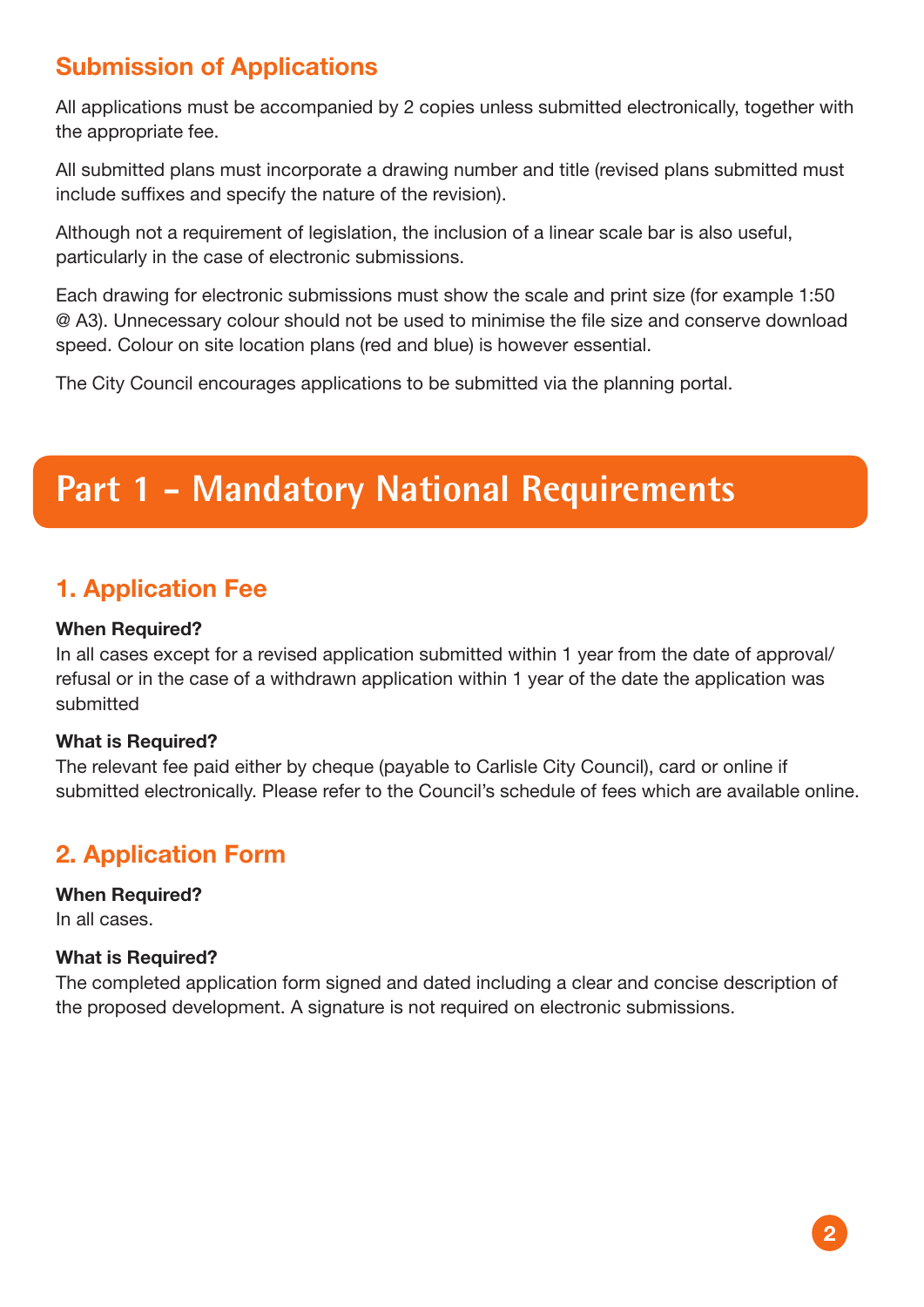## Submission of Applications

All applications must be accompanied by 2 copies unless submitted electronically, together with the appropriate fee.

All submitted plans must incorporate a drawing number and title (revised plans submitted must include suffixes and specify the nature of the revision).

Although not a requirement of legislation, the inclusion of a linear scale bar is also useful, particularly in the case of electronic submissions.

Each drawing for electronic submissions must show the scale and print size (for example 1:50 @ A3). Unnecessary colour should not be used to minimise the file size and conserve download speed. Colour on site location plans (red and blue) is however essential.

The City Council encourages applications to be submitted via the planning portal.

# Part 1 – Mandatory National Requirements

## 1. Application Fee

**When Required?**
In all cases except for a revised application submitted within 1 year from the date of approval/refusal or in the case of a withdrawn application within 1 year of the date the application was submitted

**What is Required?**
The relevant fee paid either by cheque (payable to Carlisle City Council), card or online if submitted electronically. Please refer to the Council's schedule of fees which are available online.

## 2. Application Form

**When Required?**
In all cases.

**What is Required?**
The completed application form signed and dated including a clear and concise description of the proposed development. A signature is not required on electronic submissions.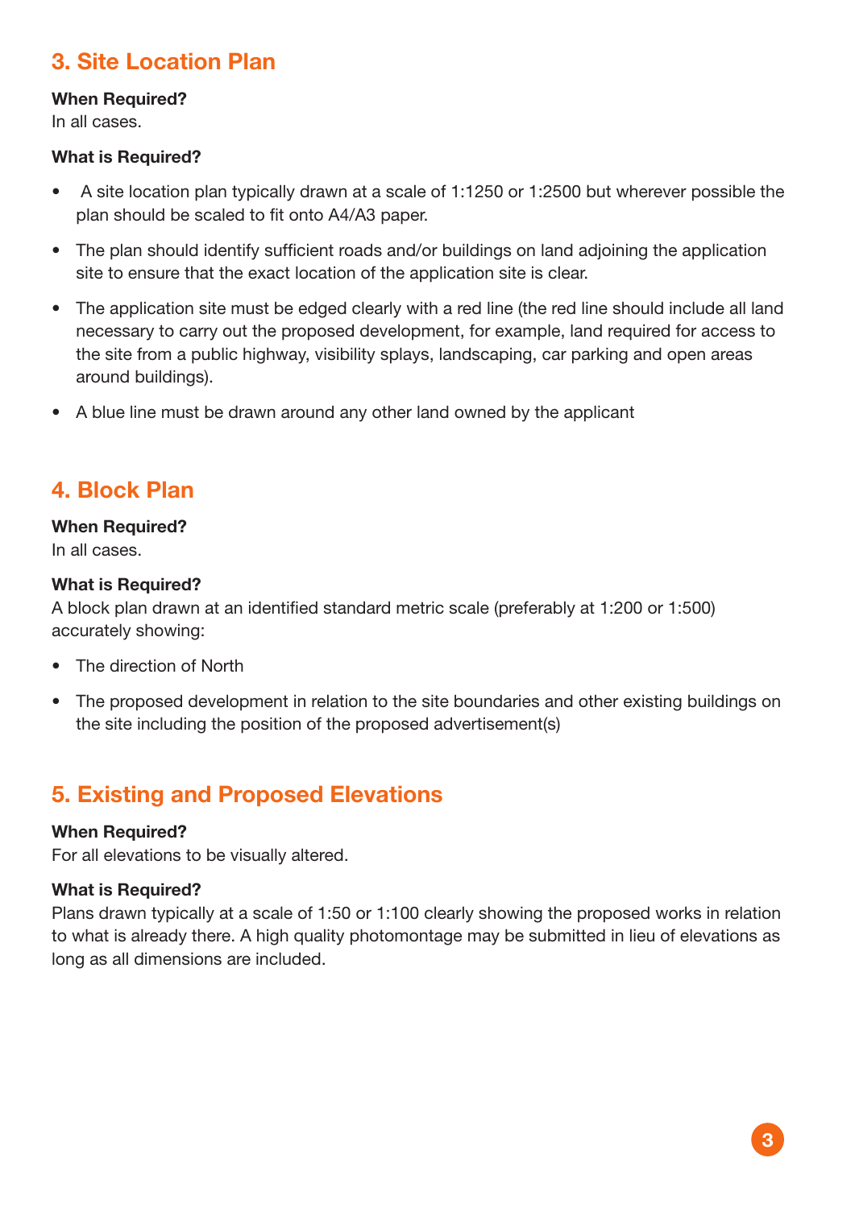## 3. Site Location Plan

**When Required?**
In all cases.

**What is Required?**

- A site location plan typically drawn at a scale of 1:1250 or 1:2500 but wherever possible the plan should be scaled to fit onto A4/A3 paper.
- The plan should identify sufficient roads and/or buildings on land adjoining the application site to ensure that the exact location of the application site is clear.
- The application site must be edged clearly with a red line (the red line should include all land necessary to carry out the proposed development, for example, land required for access to the site from a public highway, visibility splays, landscaping, car parking and open areas around buildings).
- A blue line must be drawn around any other land owned by the applicant

## 4. Block Plan

**When Required?**
In all cases.

**What is Required?**
A block plan drawn at an identified standard metric scale (preferably at 1:200 or 1:500) accurately showing:

- The direction of North
- The proposed development in relation to the site boundaries and other existing buildings on the site including the position of the proposed advertisement(s)

## 5. Existing and Proposed Elevations

**When Required?**
For all elevations to be visually altered.

**What is Required?**
Plans drawn typically at a scale of 1:50 or 1:100 clearly showing the proposed works in relation to what is already there. A high quality photomontage may be submitted in lieu of elevations as long as all dimensions are included.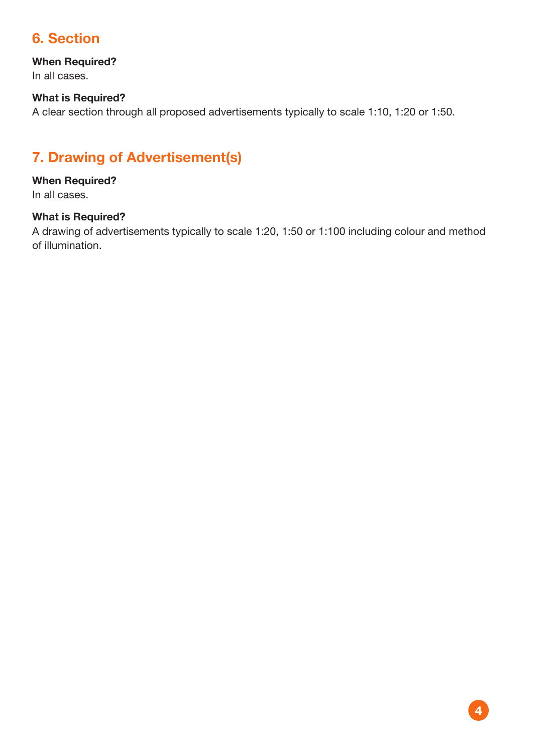## 6. Section

**When Required?**
In all cases.

**What is Required?**
A clear section through all proposed advertisements typically to scale 1:10, 1:20 or 1:50.

## 7. Drawing of Advertisement(s)

**When Required?**
In all cases.

**What is Required?**
A drawing of advertisements typically to scale 1:20, 1:50 or 1:100 including colour and method of illumination.